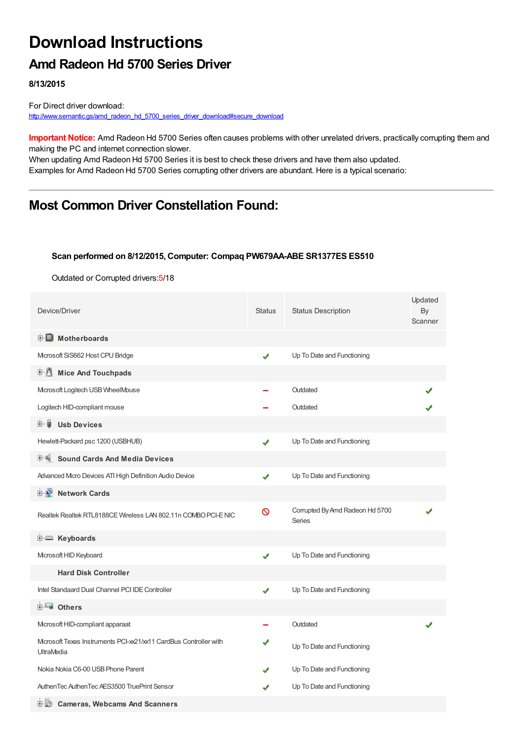# Download Instructions

## Amd Radeon Hd 5700 Series Driver

**8/13/2015**

For Direct driver download:
http://www.semantic.gs/amd_radeon_hd_5700_series_driver_download#secure_download

**Important Notice:** Amd Radeon Hd 5700 Series often causes problems with other unrelated drivers, practically corrupting them and making the PC and internet connection slower.
When updating Amd Radeon Hd 5700 Series it is best to check these drivers and have them also updated.
Examples for Amd Radeon Hd 5700 Series corrupting other drivers are abundant. Here is a typical scenario:

---

## Most Common Driver Constellation Found:

**Scan performed on 8/12/2015, Computer: Compaq PW679AA-ABE SR1377ES ES510**

Outdated or Corrupted drivers:5/18

| Device/Driver | Status | Status Description | Updated By Scanner |
|---|---|---|---|
| **Motherboards** | | | |
| Microsoft SiS662 Host CPU Bridge | ✔ | Up To Date and Functioning | |
| **Mice And Touchpads** | | | |
| Microsoft Logitech USB WheelMouse | – | Outdated | ✔ |
| Logitech HID-compliant mouse | – | Outdated | ✔ |
| **Usb Devices** | | | |
| Hewlett-Packard psc 1200 (USBHUB) | ✔ | Up To Date and Functioning | |
| **Sound Cards And Media Devices** | | | |
| Advanced Micro Devices ATI High Definition Audio Device | ✔ | Up To Date and Functioning | |
| **Network Cards** | | | |
| Realtek Realtek RTL8188CE Wireless LAN 802.11n COMBO PCI-E NIC | ⃠ | Corrupted By Amd Radeon Hd 5700 Series | ✔ |
| **Keyboards** | | | |
| Microsoft HID Keyboard | ✔ | Up To Date and Functioning | |
| **Hard Disk Controller** | | | |
| Intel Standaard Dual Channel PCI IDE Controller | ✔ | Up To Date and Functioning | |
| **Others** | | | |
| Microsoft HID-compliant apparaat | – | Outdated | ✔ |
| Microsoft Texas Instruments PCI-xx21/xx11 CardBus Controller with UltraMedia | ✔ | Up To Date and Functioning | |
| Nokia Nokia C6-00 USB Phone Parent | ✔ | Up To Date and Functioning | |
| AuthenTec AuthenTec AES3500 TruePrint Sensor | ✔ | Up To Date and Functioning | |
| **Cameras, Webcams And Scanners** | | | |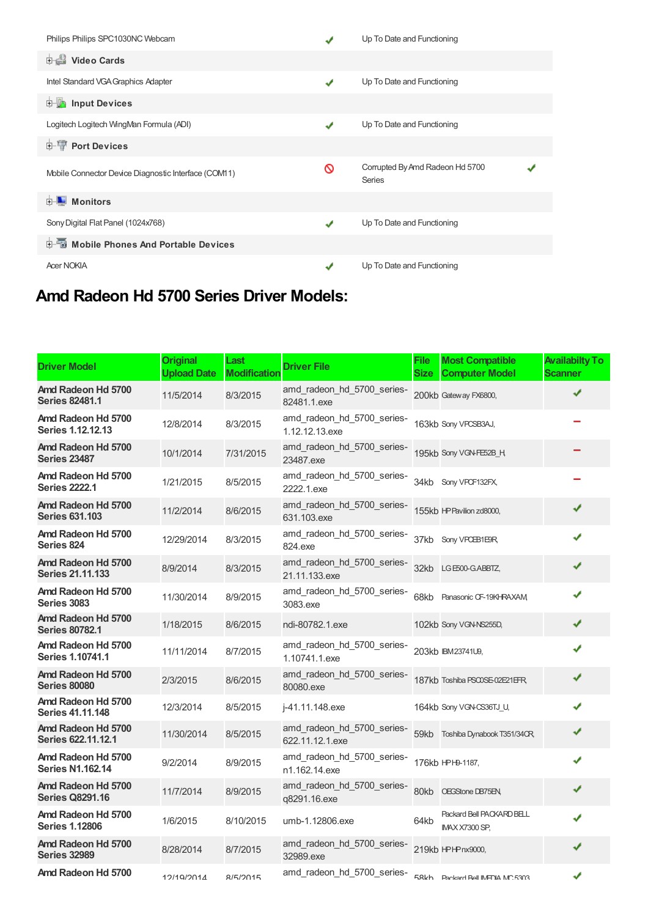| | | | |
|---|---|---|---|
| Philips Philips SPC1030NC Webcam | ✔ | Up To Date and Functioning | |
| **Video Cards** | | | |
| Intel Standard VGA Graphics Adapter | ✔ | Up To Date and Functioning | |
| **Input Devices** | | | |
| Logitech Logitech WingMan Formula (ADI) | ✔ | Up To Date and Functioning | |
| **Port Devices** | | | |
| Mobile Connector Device Diagnostic Interface (COM11) | 🚫 | Corrupted By Amd Radeon Hd 5700 Series | ✔ |
| **Monitors** | | | |
| Sony Digital Flat Panel (1024x768) | ✔ | Up To Date and Functioning | |
| **Mobile Phones And Portable Devices** | | | |
| Acer NOKIA | ✔ | Up To Date and Functioning | |

## Amd Radeon Hd 5700 Series Driver Models:

| Driver Model | Original Upload Date | Last Modification | Driver File | File Size | Most Compatible Computer Model | Availabilty To Scanner |
|---|---|---|---|---|---|---|
| **Amd Radeon Hd 5700 Series 82481.1** | 11/5/2014 | 8/3/2015 | amd_radeon_hd_5700_series-82481.1.exe | 200kb | Gateway FX6800, | ✔ |
| **Amd Radeon Hd 5700 Series 1.12.12.13** | 12/8/2014 | 8/3/2015 | amd_radeon_hd_5700_series-1.12.12.13.exe | 163kb | Sony VPCSB3AJ, | − |
| **Amd Radeon Hd 5700 Series 23487** | 10/1/2014 | 7/31/2015 | amd_radeon_hd_5700_series-23487.exe | 195kb | Sony VGN-FE52B_H, | − |
| **Amd Radeon Hd 5700 Series 2222.1** | 1/21/2015 | 8/5/2015 | amd_radeon_hd_5700_series-2222.1.exe | 34kb | Sony VPCF132FX, | − |
| **Amd Radeon Hd 5700 Series 631.103** | 11/2/2014 | 8/6/2015 | amd_radeon_hd_5700_series-631.103.exe | 155kb | HP Pavilion zd8000, | ✔ |
| **Amd Radeon Hd 5700 Series 824** | 12/29/2014 | 8/3/2015 | amd_radeon_hd_5700_series-824.exe | 37kb | Sony VPCEB1E9R, | ✔ |
| **Amd Radeon Hd 5700 Series 21.11.133** | 8/9/2014 | 8/3/2015 | amd_radeon_hd_5700_series-21.11.133.exe | 32kb | LG E500-G.ABBTZ, | ✔ |
| **Amd Radeon Hd 5700 Series 3083** | 11/30/2014 | 8/9/2015 | amd_radeon_hd_5700_series-3083.exe | 68kb | Panasonic CF-19KHRAXAM, | ✔ |
| **Amd Radeon Hd 5700 Series 80782.1** | 1/18/2015 | 8/6/2015 | ndi-80782.1.exe | 102kb | Sony VGN-NS255D, | ✔ |
| **Amd Radeon Hd 5700 Series 1.10741.1** | 11/11/2014 | 8/7/2015 | amd_radeon_hd_5700_series-1.10741.1.exe | 203kb | IBM23741U9, | ✔ |
| **Amd Radeon Hd 5700 Series 80080** | 2/3/2015 | 8/6/2015 | amd_radeon_hd_5700_series-80080.exe | 187kb | Toshiba PSC0SE-02E21EFR, | ✔ |
| **Amd Radeon Hd 5700 Series 41.11.148** | 12/3/2014 | 8/5/2015 | j-41.11.148.exe | 164kb | Sony VGN-CS36TJ_U, | ✔ |
| **Amd Radeon Hd 5700 Series 622.11.12.1** | 11/30/2014 | 8/5/2015 | amd_radeon_hd_5700_series-622.11.12.1.exe | 59kb | Toshiba Dynabook T351/34CR, | ✔ |
| **Amd Radeon Hd 5700 Series N1.162.14** | 9/2/2014 | 8/9/2015 | amd_radeon_hd_5700_series-n1.162.14.exe | 176kb | HP H9-1187, | ✔ |
| **Amd Radeon Hd 5700 Series Q8291.16** | 11/7/2014 | 8/9/2015 | amd_radeon_hd_5700_series-q8291.16.exe | 80kb | OEGStone DB75EN, | ✔ |
| **Amd Radeon Hd 5700 Series 1.12806** | 1/6/2015 | 8/10/2015 | umb-1.12806.exe | 64kb | Packard Bell PACKARD BELL IMAX X7300 SP, | ✔ |
| **Amd Radeon Hd 5700 Series 32989** | 8/28/2014 | 8/7/2015 | amd_radeon_hd_5700_series-32989.exe | 219kb | HP HP nx9000, | ✔ |
| **Amd Radeon Hd 5700** | 12/19/2014 | 8/5/2015 | amd_radeon_hd_5700_series- | 58kb | Packard Bell IMEDIA MC 5303 | ✔ |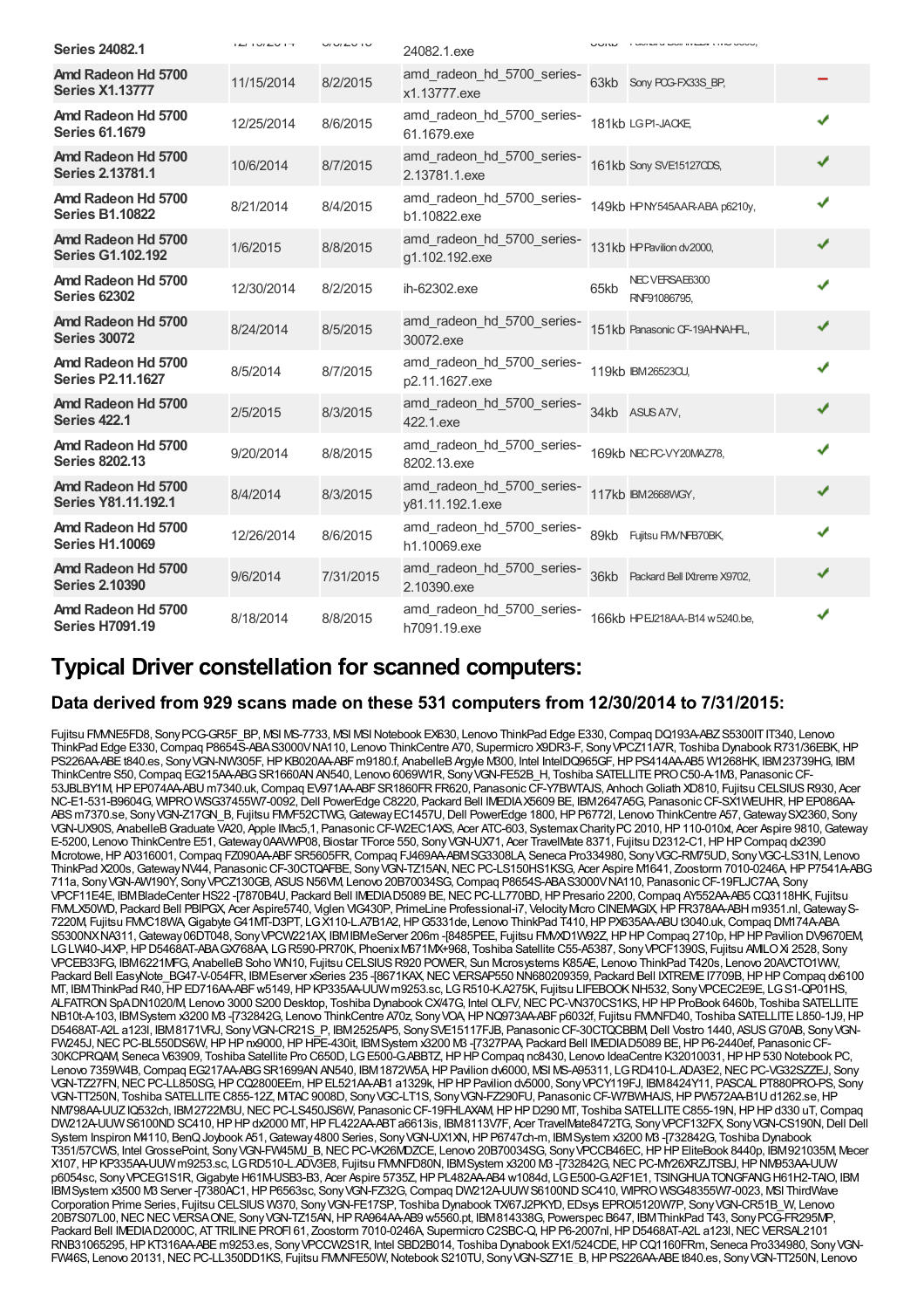| Series 24082.1 | | | 24082.1.exe | | | |
|---|---|---|---|---|---|---|
| Amd Radeon Hd 5700 Series X1.13777 | 11/15/2014 | 8/2/2015 | amd_radeon_hd_5700_series-x1.13777.exe | 63kb | Sony PCG-FX33S_BP, | − |
| Amd Radeon Hd 5700 Series 61.1679 | 12/25/2014 | 8/6/2015 | amd_radeon_hd_5700_series-61.1679.exe | 181kb | LG P1-JACKE, | ✔ |
| Amd Radeon Hd 5700 Series 2.13781.1 | 10/6/2014 | 8/7/2015 | amd_radeon_hd_5700_series-2.13781.1.exe | 161kb | Sony SVE15127CDS, | ✔ |
| Amd Radeon Hd 5700 Series B1.10822 | 8/21/2014 | 8/4/2015 | amd_radeon_hd_5700_series-b1.10822.exe | 149kb | HP NY545AAR-ABA p6210y, | ✔ |
| Amd Radeon Hd 5700 Series G1.102.192 | 1/6/2015 | 8/8/2015 | amd_radeon_hd_5700_series-g1.102.192.exe | 131kb | HP Pavilion dv2000, | ✔ |
| Amd Radeon Hd 5700 Series 62302 | 12/30/2014 | 8/2/2015 | ih-62302.exe | 65kb | NEC VERSAE6300 RNF91086795, | ✔ |
| Amd Radeon Hd 5700 Series 30072 | 8/24/2014 | 8/5/2015 | amd_radeon_hd_5700_series-30072.exe | 151kb | Panasonic CF-19AHNAHFL, | ✔ |
| Amd Radeon Hd 5700 Series P2.11.1627 | 8/5/2014 | 8/7/2015 | amd_radeon_hd_5700_series-p2.11.1627.exe | 119kb | IBM 26523CU, | ✔ |
| Amd Radeon Hd 5700 Series 422.1 | 2/5/2015 | 8/3/2015 | amd_radeon_hd_5700_series-422.1.exe | 34kb | ASUS A7V, | ✔ |
| Amd Radeon Hd 5700 Series 8202.13 | 9/20/2014 | 8/8/2015 | amd_radeon_hd_5700_series-8202.13.exe | 169kb | NEC PC-VY20MAZ78, | ✔ |
| Amd Radeon Hd 5700 Series Y81.11.192.1 | 8/4/2014 | 8/3/2015 | amd_radeon_hd_5700_series-y81.11.192.1.exe | 117kb | IBM 2668WGY, | ✔ |
| Amd Radeon Hd 5700 Series H1.10069 | 12/26/2014 | 8/6/2015 | amd_radeon_hd_5700_series-h1.10069.exe | 89kb | Fujitsu FM/NFB70BK, | ✔ |
| Amd Radeon Hd 5700 Series 2.10390 | 9/6/2014 | 7/31/2015 | amd_radeon_hd_5700_series-2.10390.exe | 36kb | Packard Bell IXtreme X9702, | ✔ |
| Amd Radeon Hd 5700 Series H7091.19 | 8/18/2014 | 8/8/2015 | amd_radeon_hd_5700_series-h7091.19.exe | 166kb | HP EJ218AA-B14 w5240.be, | ✔ |

## Typical Driver constellation for scanned computers:

### Data derived from 929 scans made on these 531 computers from 12/30/2014 to 7/31/2015:

Fujitsu FMVNE5FD8, Sony PCG-GR5F_BP, MSI MS-7733, MSI MSI Notebook EX630, Lenovo ThinkPad Edge E330, Compaq DQ193A-ABZ S5300IT IT340, Lenovo ThinkPad Edge E330, Compaq P8654S-ABA S3000V NA110, Lenovo ThinkCentre A70, Supermicro X9DR3-F, Sony VPCZ11A7R, Toshiba Dynabook R731/36EBK, HP PS226AA-ABE t840.es, Sony VGN-NW305F, HP KB020AA-ABF m9180.f, AnabelleB Argyle M300, Intel IntelDQ965GF, HP PS414AA-AB5 W1268HK, IBM 23739HG, IBM ThinkCentre S50, Compaq EG215AA-ABG SR1660AN AN540, Lenovo 6069W1R, Sony VGN-FE52B_H, Toshiba SATELLITE PRO C50-A-1M3, Panasonic CF-53JBLBY1M, HP EP074AA-ABU m7340.uk, Compaq EV971AA-ABF SR1860FR FR620, Panasonic CF-Y7BWTAJS, Anhoch Goliath XD810, Fujitsu CELSIUS R930, Acer NC-E1-531-B9604G, WIPRO WSG37455W7-0092, Dell PowerEdge C8220, Packard Bell IMEDIA X5609 BE, IBM 2647A5G, Panasonic CF-SX1WEUHR, HP EP086AA-ABS m7370.se, Sony VGN-Z17GN_B, Fujitsu FMVF52CTWG, Gateway EC1457U, Dell PowerEdge 1800, HP P6772l, Lenovo ThinkCentre A57, Gateway SX2360, Sony VGN-UX90S, AnabelleB Graduate VA20, Apple IMac5,1, Panasonic CF-W2EC1AXS, Acer ATC-603, Systemax Charity PC 2010, HP 110-010xt, Acer Aspire 9810, Gateway E-5200, Lenovo ThinkCentre E51, Gateway 0AAWWP08, Biostar TForce 550, Sony VGN-UX71, Acer TravelMate 8371, Fujitsu D2312-C1, HP HP Compaq dx2390 Microtowe, HP A0316001, Compaq FZ090AA-ABF SR5605FR, Compaq FJ469AA-ABM SG3308LA, Seneca Pro334980, Sony VGC-RM75UD, Sony VGC-LS31N, Lenovo ThinkPad X200s, Gateway NV44, Panasonic CF-30CTQAFBE, Sony VGN-TZ15AN, NEC PC-LS150HS1KSG, Acer Aspire M1641, Zoostorm 7010-0246A, HP P7541A-ABG 711a, Sony VGN-AW190Y, Sony VPCZ130GB, ASUS N56VM, Lenovo 20B70034SG, Compaq P8654S-ABA S3000V NA110, Panasonic CF-19FLJC7AA, Sony VPCF11E4E, IBM BladeCenter HS22 -[7870B4U, Packard Bell IMEDIA D5089 BE, NEC PC-LL770BD, HP Presario 2200, Compaq AY552AA-AB5 CQ3118HK, Fujitsu FMVLX50WD, Packard Bell PBIPGX, Acer Aspire5740, Viglen VIG430P, PrimeLine Professional-i7, Velocity Micro CINEMAGIX, HP FR378AA-ABH m9351.nl, Gateway S-7220M, Fujitsu FMVC18WA, Gigabyte G41MT-D3PT, LG X110-L.A7B1A2, HP G5331de, Lenovo ThinkPad T410, HP PX635AA-ABU t3040.uk, Compaq DM174A-ABA S5300NX NA311, Gateway 06DT048, Sony VPCW221AX, IBM IBM eServer 206m -[8485PEE, Fujitsu FMVXD1W92Z, HP HP Compaq 2710p, HP HP Pavilion DV9670EM, LG LW40-J4XP, HP D5468AT-ABA GX768AA, LG R590-PR70K, Phoenix M671MX+968, Toshiba Satellite C55-A5387, Sony VPCF1390S, Fujitsu AMILO Xi 2528, Sony VPCEB33FG, IBM 6221MFG, AnabelleB Soho WN10, Fujitsu CELSIUS R920 POWER, Sun Microsystems K85AE, Lenovo ThinkPad T420s, Lenovo 20AVCTO1WW, Packard Bell EasyNote_BG47-V-054FR, IBM Eserver xSeries 235 -[8671KAX, NEC VERSAP550 NN680209359, Packard Bell IXTREME I7709B, HP HP Compaq dx6100 MT, IBM ThinkPad R40, HP ED716AA-ABF w5149, HP KP335AA-UUW m9253.sc, LG R510-K.A275K, Fujitsu LIFEBOOK NH532, Sony VPCEC2E9E, LG S1-QP01HS, ALFATRON SpA DN1020/M, Lenovo 3000 S200 Desktop, Toshiba Dynabook CX/47G, Intel OLFV, NEC PC-VN370CS1KS, HP HP ProBook 6460b, Toshiba SATELLITE NB10t-A-103, IBM System x3200 M3 -[732842G, Lenovo ThinkCentre A70z, Sony VOA, HP NQ973AA-ABF p6032f, Fujitsu FMVNFD40, Toshiba SATELLITE L850-1J9, HP D5468AT-A2L a1231, IBM 8171VRJ, Sony VGN-CR21S_P, IBM 2525AP5, Sony SVE15117FJB, Panasonic CF-30CTQCBBM, Dell Vostro 1440, ASUS G70AB, Sony VGN-FW245J, NEC PC-BL550DS6W, HP HP nx9000, HP HPE-430it, IBM System x3200 M3 -[7327PAA, Packard Bell IMEDIA D5089 BE, HP P6-2440ef, Panasonic CF-30KCPRQAM, Seneca V63909, Toshiba Satellite Pro C650D, LG E500-G.ABBTZ, HP HP Compaq nc8430, Lenovo IdeaCentre K32010031, HP HP 530 Notebook PC, Lenovo 7359W4B, Compaq EG217AA-ABG SR1699AN AN540, IBM 1872W5A, HP Pavilion dv6000, MSI MS-A95311, LG RD410-L.ADA3E2, NEC PC-VG32SZZEJ, Sony VGN-TZ27FN, NEC PC-LL850SG, HP CQ2800EEm, HP EL521AA-AB1 a1329k, HP HP Pavilion dv5000, Sony VPCY119FJ, IBM 8424Y11, PASCAL PT880PRO-PS, Sony VGN-TT250N, Toshiba SATELLITE C855-12Z, MiTAC 9008D, Sony VGC-LT1S, Sony VGN-FZ290FU, Panasonic CF-W7BWHAJS, HP PW572AA-B1U d1262.se, HP NM798AA-UUZ IQ532ch, IBM 2722M3U, NEC PC-LS450JS6W, Panasonic CF-19FHLAXAM, HP HP D290 MT, Toshiba SATELLITE C855-19N, HP HP d330 uT, Compaq DW212A-UUW S6100ND SC410, HP HP dx2000 MT, HP FL422AA-ABT a6613is, IBM 8113V7F, Acer TravelMate8472TG, Sony VPCF132FX, Sony VGN-CS190N, Dell Dell System Inspiron M4110, BenQ Joybook A51, Gateway 4800 Series, Sony VGN-UX1XN, HP P6747ch-m, IBM System x3200 M3 -[732842G, Toshiba Dynabook T351/57CWS, Intel GrossePoint, Sony VGN-FW45MJ_B, NEC PC-VK26MDZCE, Lenovo 20B70034SG, Sony VPCCB46EC, HP HP EliteBook 8440p, IBM 921035M, Mecer X107, HP KP335AA-UUW m9253.sc, LG RD510-L.ADV3E8, Fujitsu FMVNFD80N, IBM System x3200 M3 -[732842G, NEC PC-MY26XRZJTSBJ, HP NM953AA-UUW p6054sc, Sony VPCEG1S1R, Gigabyte H61M-USB3-B3, Acer Aspire 5735Z, HP PL482AA-AB4 w1084d, LG E500-G.A2F1E1, TSINGHUA TONGFANG H61H2-TAIO, IBM IBM System x3500 M3 Server -[7380AC1, HP P6563sc, Sony VGN-FZ32G, Compaq DW212A-UUW S6100ND SC410, WIPRO WSG48355W7-0023, MSI ThirdWave Corporation Prime Series, Fujitsu CELSIUS W370, Sony VGN-FE17SP, Toshiba Dynabook TX/67J2PKYD, EDsys EPROI5120W7P, Sony VGN-CR51B_W, Lenovo 20B7S07L00, NEC NEC VERSAONE, Sony VGN-TZ15AN, HP RA964AA-AB9 w5560.pt, IBM 814338G, Powerspec B647, IBM ThinkPad T43, Sony PCG-FR295MP, Packard Bell IMEDIA D2000C, AT TRILINE PROFI 61, Zoostorm 7010-0246A, Supermicro C2SBC-Q, HP P6-2007nl, HP D5468AT-A2L a123l, NEC VERSAL2101 RNB31065295, HP KT316AA-ABE m9253.es, Sony VPCCW2S1R, Intel SBD2B014, Toshiba Dynabook EX1/524CDE, HP CQ1160FRm, Seneca Pro334980, Sony VGN-FW46S, Lenovo 20131, NEC PC-LL350DD1KS, Fujitsu FMVNFE50W, Notebook S210TU, Sony VGN-SZ71E_B, HP PS226AA-ABE t840.es, Sony VGN-TT250N, Lenovo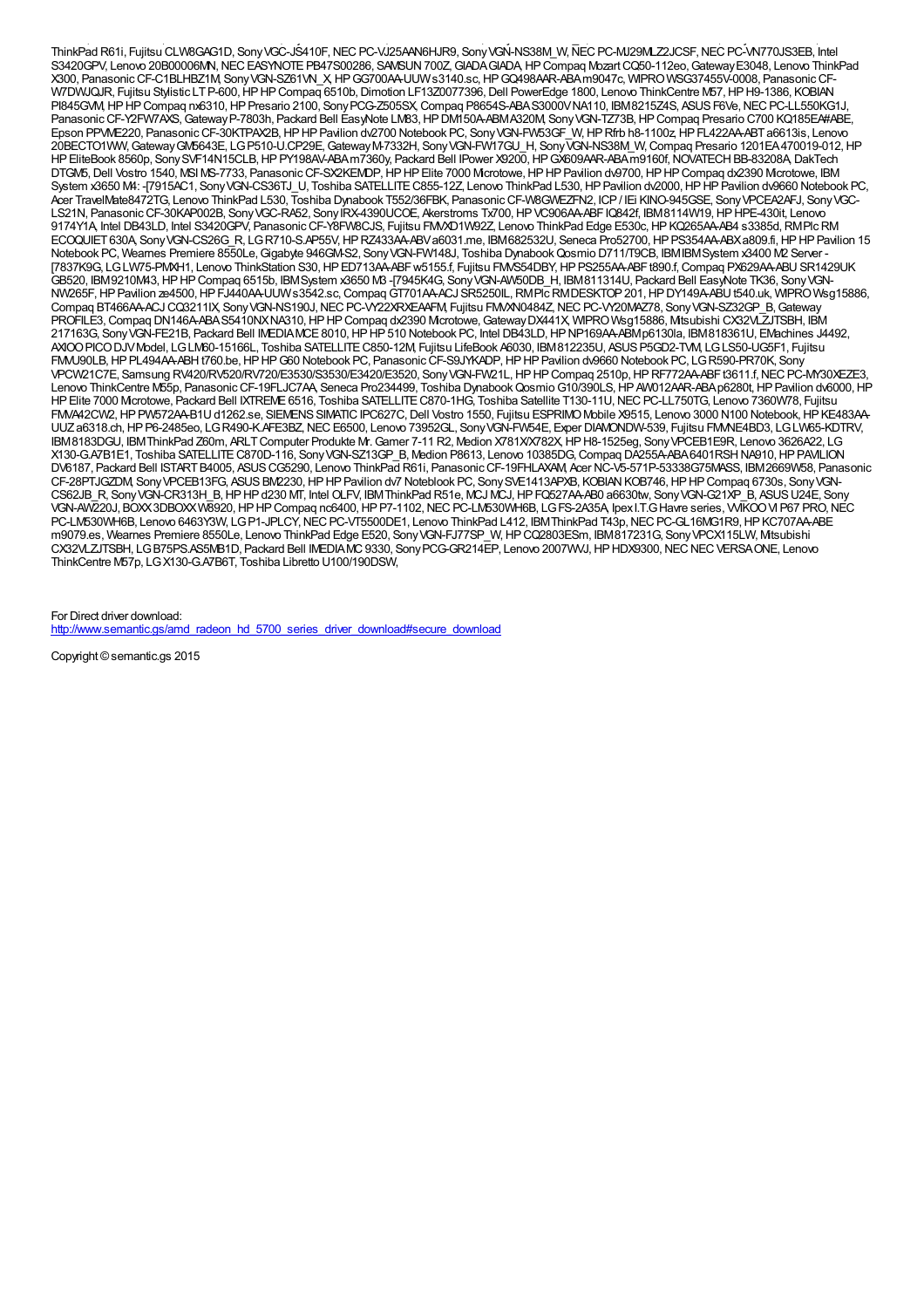ThinkPad R61i, Fujitsu CLW8GAG1D, Sony VGC-JS410F, NEC PC-VJ25AAN6HJR9, Sony VGN-NS38M_W, NEC PC-MJ29MLZ2JCSF, NEC PC-VN770JS3EB, Intel S3420GPV, Lenovo 20B00006MN, NEC EASYNOTE PB47S00286, SAMSUN 700Z, GIADA GIADA, HP Compaq Mozart CQ50-112eo, Gateway E3048, Lenovo ThinkPad X300, Panasonic CF-C1BLHBZ1M, Sony VGN-SZ61VN_X, HP GG700AA-UUW s3140.sc, HP GQ498AAR-ABA m9047c, WIPRO WSG37455V-0008, Panasonic CF-W7DWJQJR, Fujitsu Stylistic LT P-600, HP HP Compaq 6510b, Dimotion LF13Z0077396, Dell PowerEdge 1800, Lenovo ThinkCentre M57, HP H9-1386, KOBIAN PI845GVM, HP HP Compaq nx6310, HP Presario 2100, Sony PCG-Z505SX, Compaq P8654S-ABA S3000V NA110, IBM 8215Z4S, ASUS F6Ve, NEC PC-LL550KG1J, Panasonic CF-Y2FW7AXS, Gateway P-7803h, Packard Bell EasyNote LM83, HP DM150A-ABM A320M, Sony VGN-TZ73B, HP Compaq Presario C700 KQ185EA#ABE, Epson PPVME220, Panasonic CF-30KTPAX2B, HP HP Pavilion dv2700 Notebook PC, Sony VGN-FW53GF_W, HP Rfrb h8-1100z, HP FL422AA-ABT a6613is, Lenovo 20BECTO1WW, Gateway GM5643E, LG P510-U.CP29E, Gateway M-7332H, Sony VGN-FW17GU_H, Sony VGN-NS38M_W, Compaq Presario 1201EA 470019-012, HP HP EliteBook 8560p, Sony SVF14N15CLB, HP PY198AV-ABA m7360y, Packard Bell IPower X9200, HP GX609AAR-ABA m9160f, NOVATECH BB-83208A, DakTech DTGM5, Dell Vostro 1540, MSI MS-7733, Panasonic CF-SX2KEMDP, HP HP Elite 7000 Microtowe, HP HP Pavilion dv9700, HP HP Compaq dx2390 Microtowe, IBM System x3650 M4: -[7915AC1, Sony VGN-CS36TJ_U, Toshiba SATELLITE C855-12Z, Lenovo ThinkPad L530, HP Pavilion dv2000, HP HP Pavilion dv9660 Notebook PC, Acer TravelMate8472TG, Lenovo ThinkPad L530, Toshiba Dynabook T552/36FBK, Panasonic CF-W8GWEZFN2, ICP / IEi KINO-945GSE, Sony VPCEA2AFJ, Sony VGC-LS21N, Panasonic CF-30KAP002B, Sony VGC-RA52, Sony IRX-4390UCOE, Akerstroms Tx700, HP VC906AA-ABF IQ842f, IBM 8114W19, HP HPE-430it, Lenovo 9174Y1A, Intel DB43LD, Intel S3420GPV, Panasonic CF-Y8FW8CJS, Fujitsu FMVXD1W92Z, Lenovo ThinkPad Edge E530c, HP KQ265AA-AB4 s3385d, RM Plc RM ECOQUIET 630A, Sony VGN-CS26G_R, LG R710-S.AP55V, HP RZ433AA-ABV a6031.me, IBM 682532U, Seneca Pro52700, HP PS354AA-ABX a809.fi, HP HP Pavilion 15 Notebook PC, Wearnes Premiere 8550Le, Gigabyte 946GM-S2, Sony VGN-FW148J, Toshiba Dynabook Qosmio D711/T9CB, IBM IBM System x3400 M2 Server -[7837K9G, LG LW75-PMXH1, Lenovo ThinkStation S30, HP ED713AA-ABF w5155.f, Fujitsu FMVS54DBY, HP PS255AA-ABF t890.f, Compaq PX629AA-ABU SR1429UK GB520, IBM 9210M43, HP HP Compaq 6515b, IBM System x3650 M3 -[7945K4G, Sony VGN-AW50DB_H, IBM 811314U, Packard Bell EasyNote TK36, Sony VGN-NW265F, HP Pavilion ze4500, HP FJ440AA-UUW s3542.sc, Compaq GT701AA-ACJ SR5250IL, RM Plc RM DESKTOP 201, HP DY149A-ABU t540.uk, WIPRO Wsg15886, Compaq BT466AA-ACJ CQ3211IX, Sony VGN-NS190J, NEC PC-VY22XRXEAAFM, Fujitsu FMVXN0484Z, NEC PC-VY20MAZ78, Sony VGN-SZ32GP_B, Gateway PROFILE3, Compaq DN146A-ABA S5410NX NA310, HP HP Compaq dx2390 Microtowe, Gateway DX441X, WIPRO Wsg15886, Mitsubishi CX32VLZJTSBH, IBM 217163G, Sony VGN-FE21B, Packard Bell IMEDIA MCE 8010, HP HP 510 Notebook PC, Intel DB43LD, HP NP169AA-ABM p6130la, IBM 818361U, EMachines J4492, AXIOO PICO DJV Model, LG LM60-15166L, Toshiba SATELLITE C850-12M, Fujitsu LifeBook A6030, IBM 812235U, ASUS P5GD2-TVM, LG LS50-UG5F1, Fujitsu FMVU90LB, HP PL494AA-ABH t760.be, HP HP G60 Notebook PC, Panasonic CF-S9JYKADP, HP HP Pavilion dv9660 Notebook PC, LG R590-PR70K, Sony VPCW21C7E, Samsung RV420/RV520/RV720/E3530/S3530/E3420/E3520, Sony VGN-FW21L, HP HP Compaq 2510p, HP RF772AA-ABF t3611.f, NEC PC-MY30XEZE3, Lenovo ThinkCentre M55p, Panasonic CF-19FLJC7AA, Seneca Pro234499, Toshiba Dynabook Qosmio G10/390LS, HP AW012AAR-ABA p6280t, HP Pavilion dv6000, HP HP Elite 7000 Microtowe, Packard Bell IXTREME 6516, Toshiba SATELLITE C870-1HG, Toshiba Satellite T130-11U, NEC PC-LL750TG, Lenovo 7360W78, Fujitsu FMVA42CW2, HP PW572AA-B1U d1262.se, SIEMENS SIMATIC IPC627C, Dell Vostro 1550, Fujitsu ESPRIMO Mobile X9515, Lenovo 3000 N100 Notebook, HP KE483AA-UUZ a6318.ch, HP P6-2485eo, LG R490-K.AFE3BZ, NEC E6500, Lenovo 73952GL, Sony VGN-FW54E, Exper DIAMONDW-539, Fujitsu FMVNE4BD3, LG LW65-KDTRV, IBM 8183DGU, IBM ThinkPad Z60m, ARLT Computer Produkte Mr. Gamer 7-11 R2, Medion X781X/X782X, HP H8-1525eg, Sony VPCEB1E9R, Lenovo 3626A22, LG X130-G.A7B1E1, Toshiba SATELLITE C870D-116, Sony VGN-SZ13GP_B, Medion P8613, Lenovo 10385DG, Compaq DA255A-ABA 6401RSH NA910, HP PAVILION DV6187, Packard Bell ISTART B4005, ASUS CG5290, Lenovo ThinkPad R61i, Panasonic CF-19FHLAXAM, Acer NC-V5-571P-53338G75MASS, IBM 2669W58, Panasonic CF-28PTJGZDM, Sony VPCEB13FG, ASUS BM2230, HP HP Pavilion dv7 Noteblook PC, Sony SVE1413APXB, KOBIAN KOB746, HP HP Compaq 6730s, Sony VGN-CS62JB_R, Sony VGN-CR313H_B, HP HP d230 MT, Intel OLFV, IBM ThinkPad R51e, MCJ MCJ, HP FQ527AA-AB0 a6630tw, Sony VGN-G21XP_B, ASUS U24E, Sony VGN-AW220J, BOXX 3DBOXX W8920, HP HP Compaq nc6400, HP P7-1102, NEC PC-LM530WH6B, LG FS-2A35A, Ipex I.T.G Havre series, WIKOO VI P67 PRO, NEC PC-LM530WH6B, Lenovo 6463Y3W, LG P1-JPLCY, NEC PC-VT5500DE1, Lenovo ThinkPad L412, IBM ThinkPad T43p, NEC PC-GL16MG1R9, HP KC707AA-ABE m9079.es, Wearnes Premiere 8550Le, Lenovo ThinkPad Edge E520, Sony VGN-FJ77SP_W, HP CQ2803ESm, IBM 817231G, Sony VPCX115LW, Mitsubishi CX32VLZJTSBH, LG B75PS.AS5MB1D, Packard Bell IMEDIA MC 9330, Sony PCG-GR214EP, Lenovo 2007WVJ, HP HDX9300, NEC NEC VERSAONE, Lenovo ThinkCentre M57p, LG X130-G.A7B6T, Toshiba Libretto U100/190DSW,

For Direct driver download:
[http://www.semantic.gs/amd_radeon_hd_5700_series_driver_download#secure_download](http://www.semantic.gs/amd_radeon_hd_5700_series_driver_download#secure_download)

Copyright © semantic.gs 2015